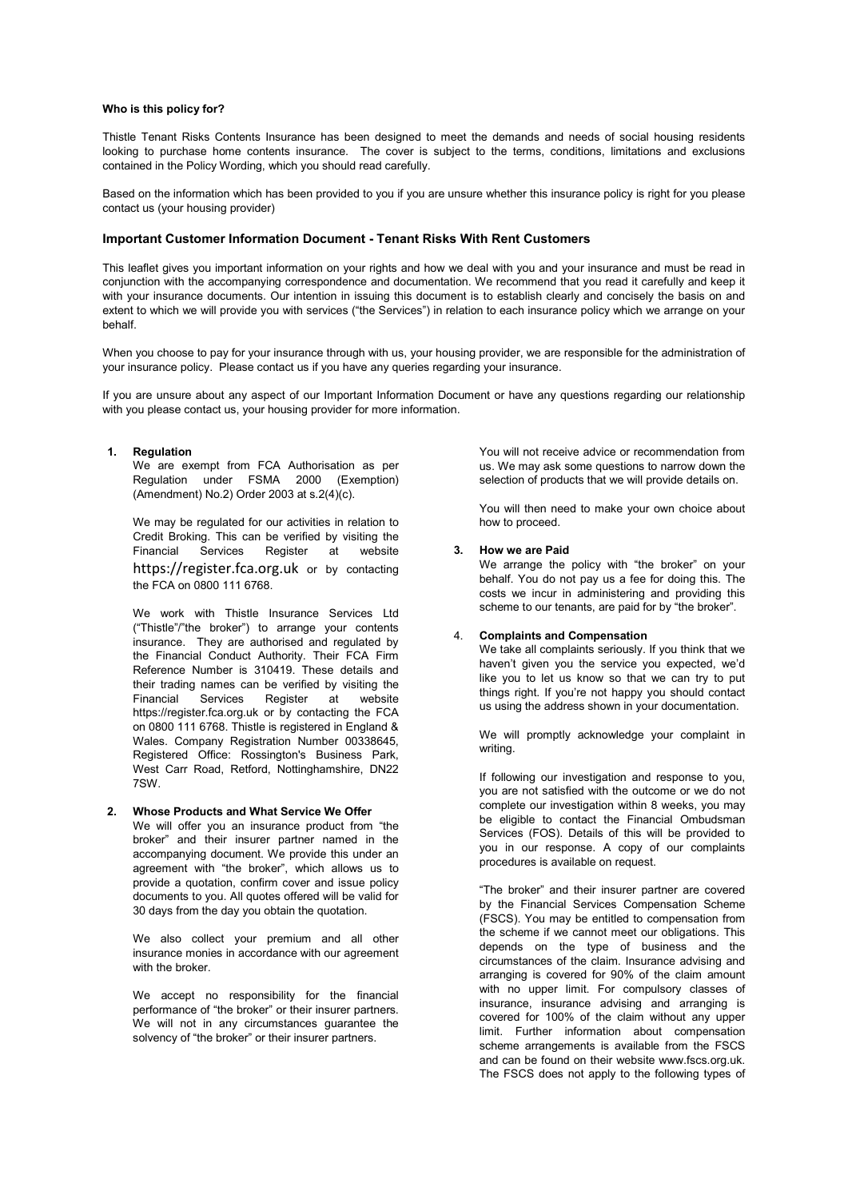**Who is this policy for?**

Thistle Tenant Risks Contents Insurance has been designed to meet the demands and needs of social housing residents looking to purchase home contents insurance. The cover is subject to the terms, conditions, limitations and exclusions contained in the Policy Wording, which you should read carefully.

Based on the information which has been provided to you if you are unsure whether this insurance policy is right for you please contact us (your housing provider)

## Important Customer Information Document - Tenant Risks With Rent Customers

This leaflet gives you important information on your rights and how we deal with you and your insurance and must be read in conjunction with the accompanying correspondence and documentation. We recommend that you read it carefully and keep it with your insurance documents. Our intention in issuing this document is to establish clearly and concisely the basis on and extent to which we will provide you with services ("the Services") in relation to each insurance policy which we arrange on your behalf.

When you choose to pay for your insurance through with us, your housing provider, we are responsible for the administration of your insurance policy. Please contact us if you have any queries regarding your insurance.

If you are unsure about any aspect of our Important Information Document or have any questions regarding our relationship with you please contact us, your housing provider for more information.

**1. Regulation**

We are exempt from FCA Authorisation as per Regulation under FSMA 2000 (Exemption) (Amendment) No.2) Order 2003 at s.2(4)(c).

We may be regulated for our activities in relation to Credit Broking. This can be verified by visiting the Financial Services Register at website https://register.fca.org.uk or by contacting the FCA on 0800 111 6768.

We work with Thistle Insurance Services Ltd ("Thistle"/"the broker") to arrange your contents insurance. They are authorised and regulated by the Financial Conduct Authority. Their FCA Firm Reference Number is 310419. These details and their trading names can be verified by visiting the Financial Services Register at website https://register.fca.org.uk or by contacting the FCA on 0800 111 6768. Thistle is registered in England & Wales. Company Registration Number 00338645, Registered Office: Rossington's Business Park, West Carr Road, Retford, Nottinghamshire, DN22 7SW.

**2. Whose Products and What Service We Offer**

We will offer you an insurance product from "the broker" and their insurer partner named in the accompanying document. We provide this under an agreement with "the broker", which allows us to provide a quotation, confirm cover and issue policy documents to you. All quotes offered will be valid for 30 days from the day you obtain the quotation.

We also collect your premium and all other insurance monies in accordance with our agreement with the broker.

We accept no responsibility for the financial performance of "the broker" or their insurer partners. We will not in any circumstances guarantee the solvency of "the broker" or their insurer partners.

You will not receive advice or recommendation from us. We may ask some questions to narrow down the selection of products that we will provide details on.

You will then need to make your own choice about how to proceed.

**3. How we are Paid**

We arrange the policy with "the broker" on your behalf. You do not pay us a fee for doing this. The costs we incur in administering and providing this scheme to our tenants, are paid for by "the broker".

**4. Complaints and Compensation**

We take all complaints seriously. If you think that we haven't given you the service you expected, we'd like you to let us know so that we can try to put things right. If you're not happy you should contact us using the address shown in your documentation.

We will promptly acknowledge your complaint in writing.

If following our investigation and response to you, you are not satisfied with the outcome or we do not complete our investigation within 8 weeks, you may be eligible to contact the Financial Ombudsman Services (FOS). Details of this will be provided to you in our response. A copy of our complaints procedures is available on request.

"The broker" and their insurer partner are covered by the Financial Services Compensation Scheme (FSCS). You may be entitled to compensation from the scheme if we cannot meet our obligations. This depends on the type of business and the circumstances of the claim. Insurance advising and arranging is covered for 90% of the claim amount with no upper limit. For compulsory classes of insurance, insurance advising and arranging is covered for 100% of the claim without any upper limit. Further information about compensation scheme arrangements is available from the FSCS and can be found on their website www.fscs.org.uk. The FSCS does not apply to the following types of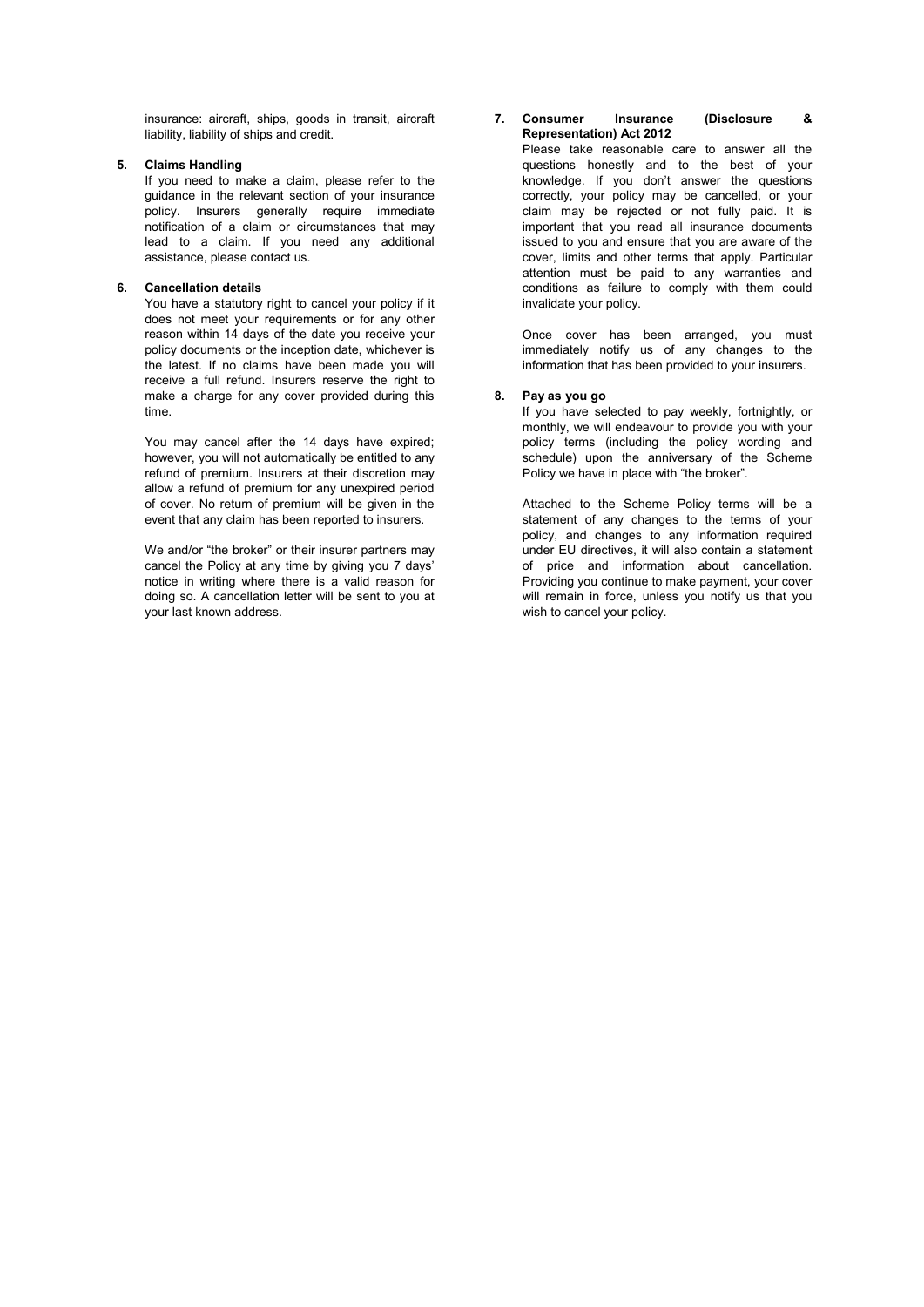insurance: aircraft, ships, goods in transit, aircraft liability, liability of ships and credit.

**5. Claims Handling**

If you need to make a claim, please refer to the guidance in the relevant section of your insurance policy. Insurers generally require immediate notification of a claim or circumstances that may lead to a claim. If you need any additional assistance, please contact us.

**6. Cancellation details**

You have a statutory right to cancel your policy if it does not meet your requirements or for any other reason within 14 days of the date you receive your policy documents or the inception date, whichever is the latest. If no claims have been made you will receive a full refund. Insurers reserve the right to make a charge for any cover provided during this time.

You may cancel after the 14 days have expired; however, you will not automatically be entitled to any refund of premium. Insurers at their discretion may allow a refund of premium for any unexpired period of cover. No return of premium will be given in the event that any claim has been reported to insurers.

We and/or "the broker" or their insurer partners may cancel the Policy at any time by giving you 7 days' notice in writing where there is a valid reason for doing so. A cancellation letter will be sent to you at your last known address.

**7. Consumer Insurance (Disclosure & Representation) Act 2012**

Please take reasonable care to answer all the questions honestly and to the best of your knowledge. If you don't answer the questions correctly, your policy may be cancelled, or your claim may be rejected or not fully paid. It is important that you read all insurance documents issued to you and ensure that you are aware of the cover, limits and other terms that apply. Particular attention must be paid to any warranties and conditions as failure to comply with them could invalidate your policy.

Once cover has been arranged, you must immediately notify us of any changes to the information that has been provided to your insurers.

**8. Pay as you go**

If you have selected to pay weekly, fortnightly, or monthly, we will endeavour to provide you with your policy terms (including the policy wording and schedule) upon the anniversary of the Scheme Policy we have in place with "the broker".

Attached to the Scheme Policy terms will be a statement of any changes to the terms of your policy, and changes to any information required under EU directives, it will also contain a statement of price and information about cancellation. Providing you continue to make payment, your cover will remain in force, unless you notify us that you wish to cancel your policy.